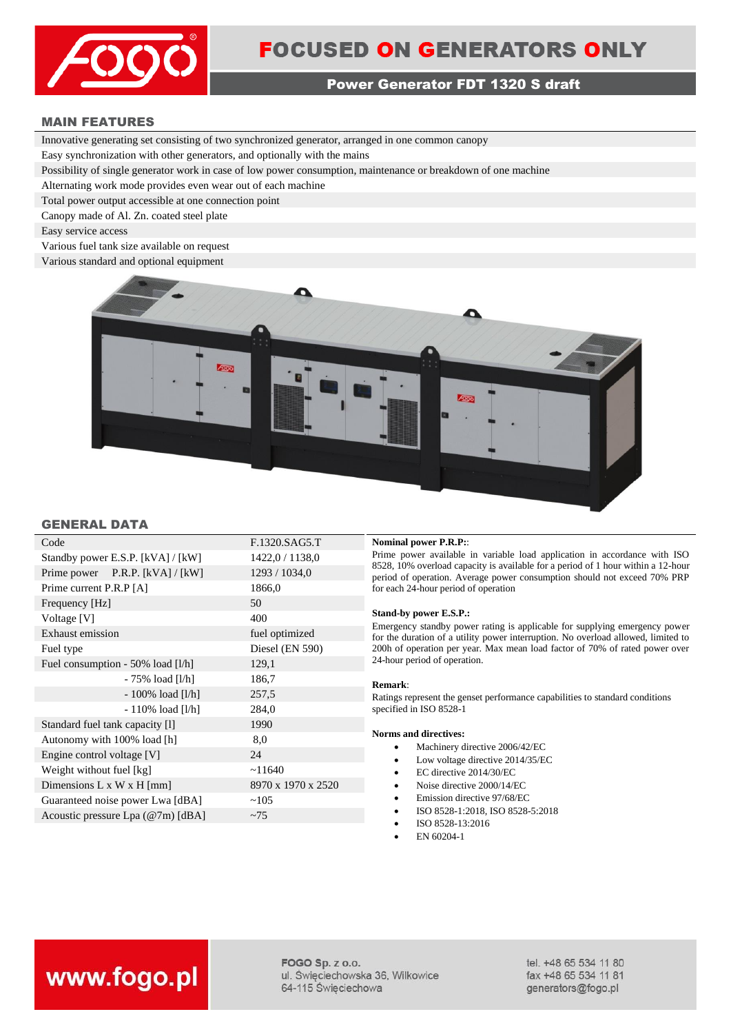# FOCUSED ON GENERATORS ONLY

## Power Generator FDT 1320 S draft

### MAIN FEATURES

- Innovative generating set consisting of two synchronized generator, arranged in one common canopy
- Easy synchronization with other generators, and optionally with the mains
- Possibility of single generator work in case of low power consumption, maintenance or breakdown of one machine
- Alternating work mode provides even wear out of each machine
- Total power output accessible at one connection point
- Canopy made of Al. Zn. coated steel plate
- Easy service access
- Various fuel tank size available on request
- Various standard and optional equipment

### GENERAL DATA

| | |
|---|---|
| Code | F.1320.SAG5.T |
| Standby power E.S.P. [kVA] / [kW] | 1422,0 / 1138,0 |
| Prime power P.R.P. [kVA] / [kW] | 1293 / 1034,0 |
| Prime current P.R.P [A] | 1866,0 |
| Frequency [Hz] | 50 |
| Voltage [V] | 400 |
| Exhaust emission | fuel optimized |
| Fuel type | Diesel (EN 590) |
| Fuel consumption - 50% load [l/h] | 129,1 |
| - 75% load [l/h] | 186,7 |
| - 100% load [l/h] | 257,5 |
| - 110% load [l/h] | 284,0 |
| Standard fuel tank capacity [l] | 1990 |
| Autonomy with 100% load [h] | 8,0 |
| Engine control voltage [V] | 24 |
| Weight without fuel [kg] | ~11640 |
| Dimensions L x W x H [mm] | 8970 x 1970 x 2520 |
| Guaranteed noise power Lwa [dBA] | ~105 |
| Acoustic pressure Lpa (@7m) [dBA] | ~75 |

**Nominal power P.R.P:**:
Prime power available in variable load application in accordance with ISO 8528, 10% overload capacity is available for a period of 1 hour within a 12-hour period of operation. Average power consumption should not exceed 70% PRP for each 24-hour period of operation

**Stand-by power E.S.P.:**
Emergency standby power rating is applicable for supplying emergency power for the duration of a utility power interruption. No overload allowed, limited to 200h of operation per year. Max mean load factor of 70% of rated power over 24-hour period of operation.

**Remark**:
Ratings represent the genset performance capabilities to standard conditions specified in ISO 8528-1

**Norms and directives:**

- Machinery directive 2006/42/EC
- Low voltage directive 2014/35/EC
- EC directive 2014/30/EC
- Noise directive 2000/14/EC
- Emission directive 97/68/EC
- ISO 8528-1:2018, ISO 8528-5:2018
- ISO 8528-13:2016
- EN 60204-1

www.fogo.pl

**FOGO Sp. z o.o.**
ul. Święciechowska 36, Wilkowice
64-115 Święciechowa

tel. +48 65 534 11 80
fax +48 65 534 11 81
generators@fogo.pl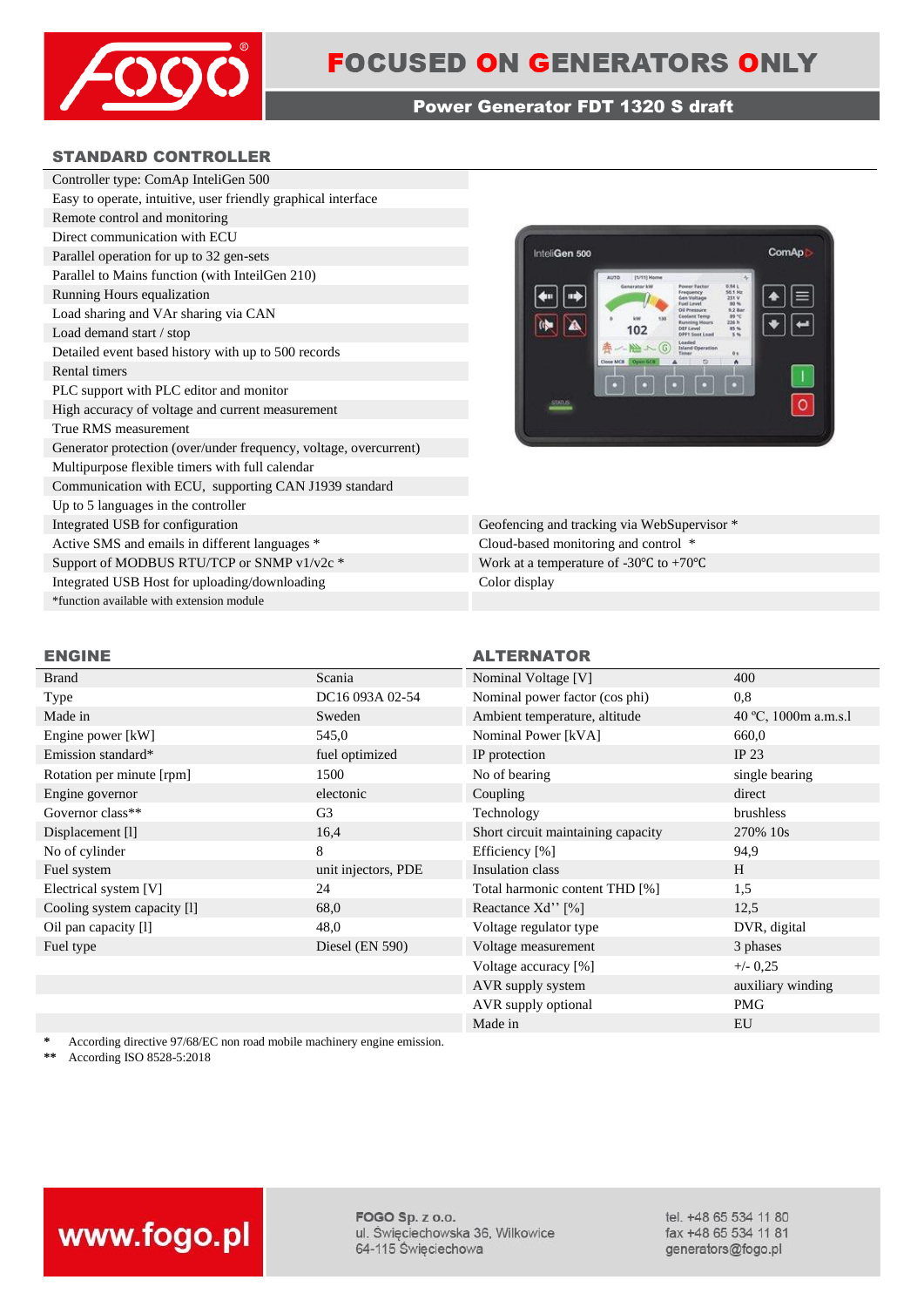FOCUSED ON GENERATORS ONLY

**Power Generator FDT 1320 S draft**

## STANDARD CONTROLLER

Controller type: ComAp InteliGen 500
Easy to operate, intuitive, user friendly graphical interface
Remote control and monitoring
Direct communication with ECU
Parallel operation for up to 32 gen-sets
Parallel to Mains function (with InteilGen 210)
Running Hours equalization
Load sharing and VAr sharing via CAN
Load demand start / stop
Detailed event based history with up to 500 records
Rental timers
PLC support with PLC editor and monitor
High accuracy of voltage and current measurement
True RMS measurement
Generator protection (over/under frequency, voltage, overcurrent)
Multipurpose flexible timers with full calendar
Communication with ECU, supporting CAN J1939 standard
Up to 5 languages in the controller
Integrated USB for configuration
Active SMS and emails in different languages *
Support of MODBUS RTU/TCP or SNMP v1/v2c *
Integrated USB Host for uploading/downloading
Geofencing and tracking via WebSupervisor *
Cloud-based monitoring and control *
Work at a temperature of -30℃ to +70℃
Color display

*function available with extension module

## ENGINE

| | |
|---|---|
| Brand | Scania |
| Type | DC16 093A 02-54 |
| Made in | Sweden |
| Engine power [kW] | 545,0 |
| Emission standard* | fuel optimized |
| Rotation per minute [rpm] | 1500 |
| Engine governor | electonic |
| Governor class** | G3 |
| Displacement [l] | 16,4 |
| No of cylinder | 8 |
| Fuel system | unit injectors, PDE |
| Electrical system [V] | 24 |
| Cooling system capacity [l] | 68,0 |
| Oil pan capacity [l] | 48,0 |
| Fuel type | Diesel (EN 590) |

## ALTERNATOR

| | |
|---|---|
| Nominal Voltage [V] | 400 |
| Nominal power factor (cos phi) | 0,8 |
| Ambient temperature, altitude | 40 ºC, 1000m a.m.s.l |
| Nominal Power [kVA] | 660,0 |
| IP protection | IP 23 |
| No of bearing | single bearing |
| Coupling | direct |
| Technology | brushless |
| Short circuit maintaining capacity | 270% 10s |
| Efficiency [%] | 94,9 |
| Insulation class | H |
| Total harmonic content THD [%] | 1,5 |
| Reactance Xd'' [%] | 12,5 |
| Voltage regulator type | DVR, digital |
| Voltage measurement | 3 phases |
| Voltage accuracy [%] | +/- 0,25 |
| AVR supply system | auxiliary winding |
| AVR supply optional | PMG |
| Made in | EU |

\* According directive 97/68/EC non road mobile machinery engine emission.
\*\* According ISO 8528-5:2018

www.fogo.pl

**FOGO Sp. z o.o.**
ul. Święciechowska 36, Wilkowice
64-115 Święciechowa

tel. +48 65 534 11 80
fax +48 65 534 11 81
generators@fogo.pl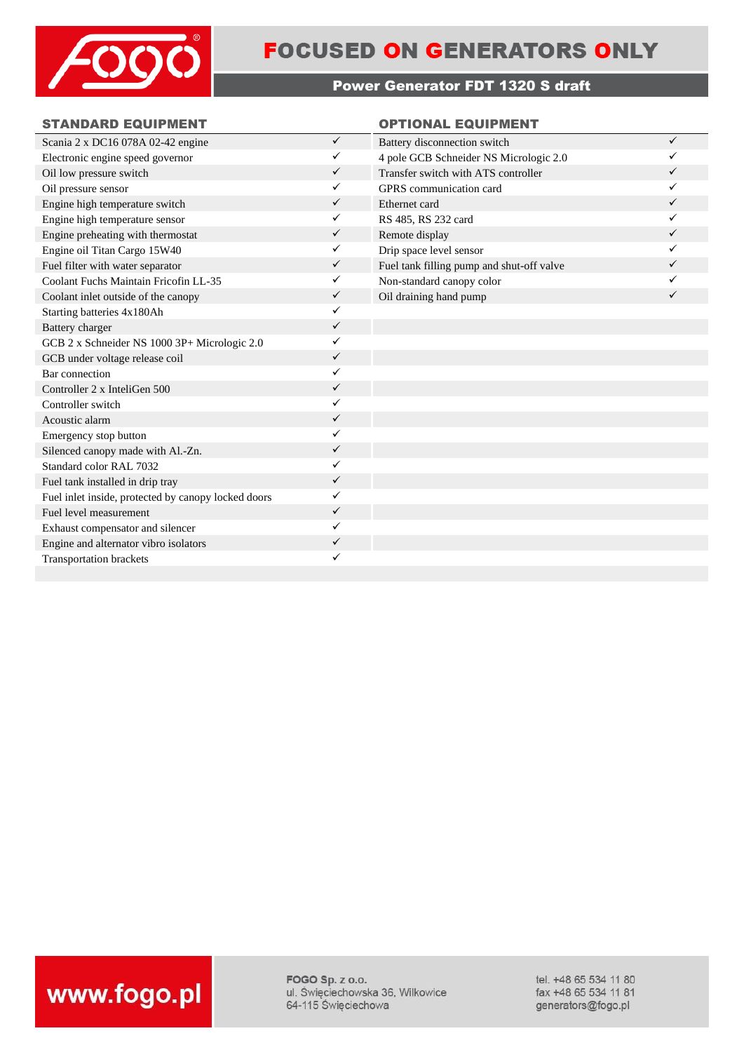# FOCUSED ON GENERATORS ONLY

## Power Generator FDT 1320 S draft

### STANDARD EQUIPMENT

| STANDARD EQUIPMENT | |
|---|---|
| Scania 2 x DC16 078A 02-42 engine | ✓ |
| Electronic engine speed governor | ✓ |
| Oil low pressure switch | ✓ |
| Oil pressure sensor | ✓ |
| Engine high temperature switch | ✓ |
| Engine high temperature sensor | ✓ |
| Engine preheating with thermostat | ✓ |
| Engine oil Titan Cargo 15W40 | ✓ |
| Fuel filter with water separator | ✓ |
| Coolant Fuchs Maintain Fricofin LL-35 | ✓ |
| Coolant inlet outside of the canopy | ✓ |
| Starting batteries 4x180Ah | ✓ |
| Battery charger | ✓ |
| GCB 2 x Schneider NS 1000 3P+ Micrologic 2.0 | ✓ |
| GCB under voltage release coil | ✓ |
| Bar connection | ✓ |
| Controller 2 x InteliGen 500 | ✓ |
| Controller switch | ✓ |
| Acoustic alarm | ✓ |
| Emergency stop button | ✓ |
| Silenced canopy made with Al.-Zn. | ✓ |
| Standard color RAL 7032 | ✓ |
| Fuel tank installed in drip tray | ✓ |
| Fuel inlet inside, protected by canopy locked doors | ✓ |
| Fuel level measurement | ✓ |
| Exhaust compensator and silencer | ✓ |
| Engine and alternator vibro isolators | ✓ |
| Transportation brackets | ✓ |

### OPTIONAL EQUIPMENT

| OPTIONAL EQUIPMENT | |
|---|---|
| Battery disconnection switch | ✓ |
| 4 pole GCB Schneider NS Micrologic 2.0 | ✓ |
| Transfer switch with ATS controller | ✓ |
| GPRS communication card | ✓ |
| Ethernet card | ✓ |
| RS 485, RS 232 card | ✓ |
| Remote display | ✓ |
| Drip space level sensor | ✓ |
| Fuel tank filling pump and shut-off valve | ✓ |
| Non-standard canopy color | ✓ |
| Oil draining hand pump | ✓ |

www.fogo.pl

**FOGO Sp. z o.o.**
ul. Święciechowska 36, Wilkowice
64-115 Święciechowa

tel. +48 65 534 11 80
fax +48 65 534 11 81
generators@fogo.pl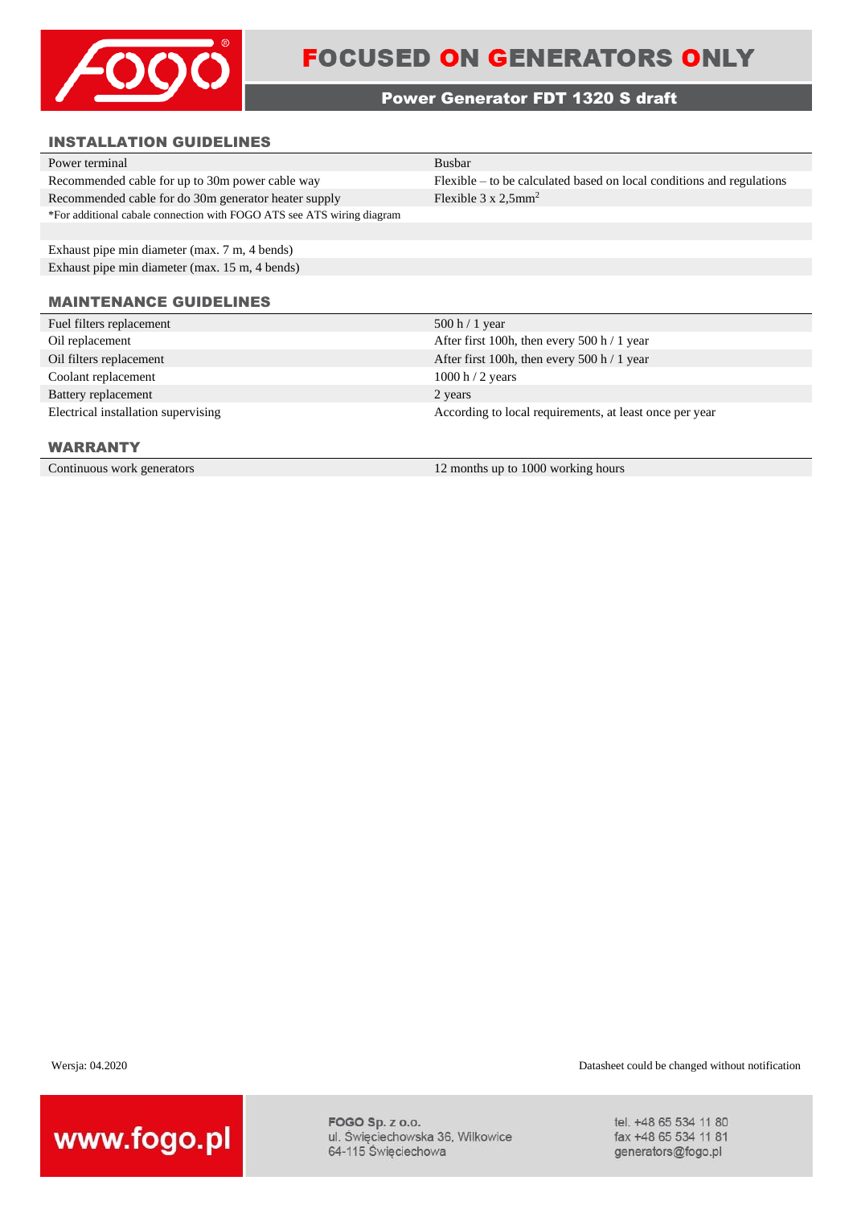## INSTALLATION GUIDELINES

| | |
|---|---|
| Power terminal | Busbar |
| Recommended cable for up to 30m power cable way | Flexible – to be calculated based on local conditions and regulations |
| Recommended cable for do 30m generator heater supply | Flexible 3 x $2{,}5mm^2$ |
| *For additional cabale connection with FOGO ATS see ATS wiring diagram | |
| | |
| Exhaust pipe min diameter (max. 7 m, 4 bends) | |
| Exhaust pipe min diameter (max. 15 m, 4 bends) | |

## MAINTENANCE GUIDELINES

| | |
|---|---|
| Fuel filters replacement | 500 h / 1 year |
| Oil replacement | After first 100h, then every 500 h / 1 year |
| Oil filters replacement | After first 100h, then every 500 h / 1 year |
| Coolant replacement | 1000 h / 2 years |
| Battery replacement | 2 years |
| Electrical installation supervising | According to local requirements, at least once per year |

## WARRANTY

| | |
|---|---|
| Continuous work generators | 12 months up to 1000 working hours |

Wersja: 04.2020

Datasheet could be changed without notification